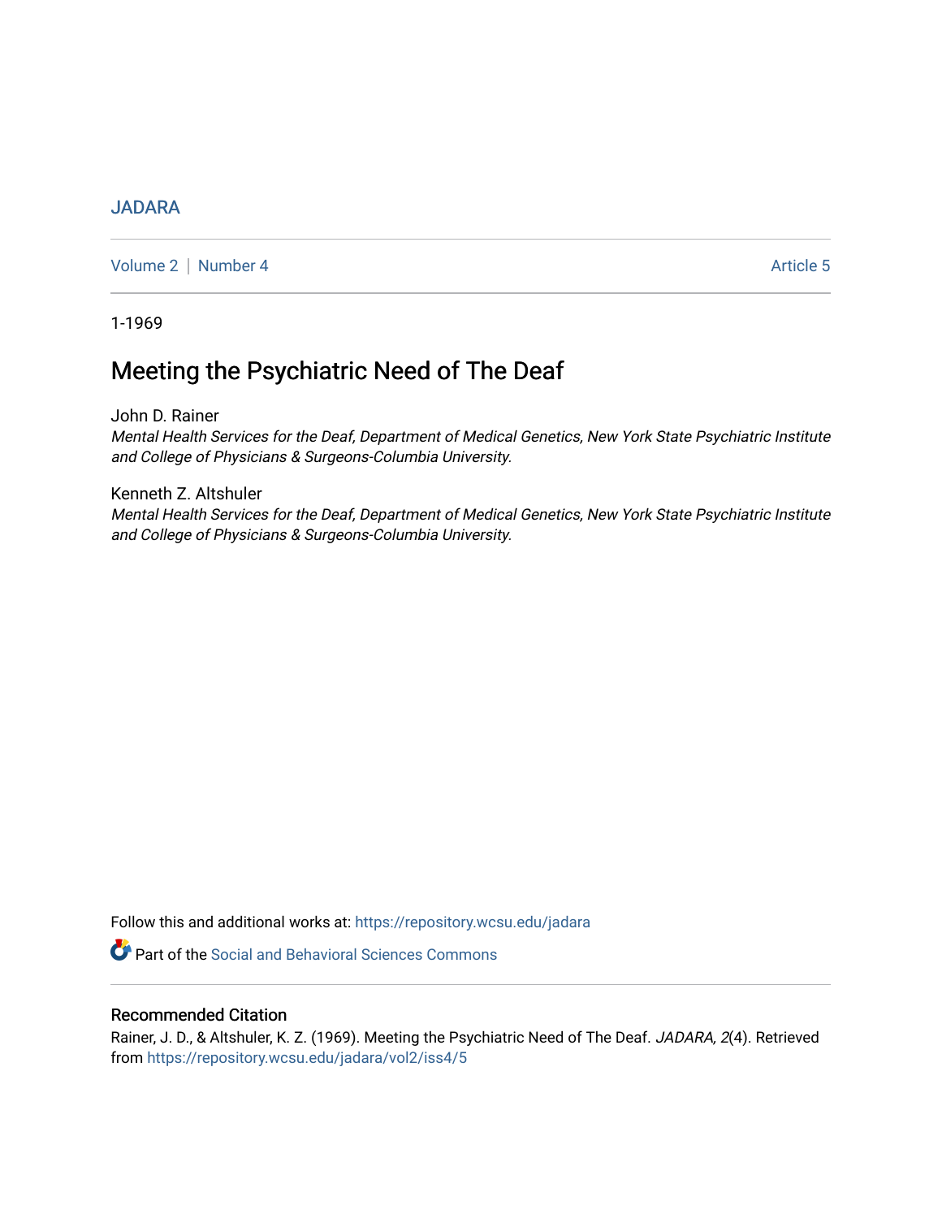JADARA

Volume 2 | Number 4 Article 5

1-1969

# Meeting the Psychiatric Need of The Deaf

John D. Rainer
*Mental Health Services for the Deaf, Department of Medical Genetics, New York State Psychiatric Institute and College of Physicians & Surgeons-Columbia University.*

Kenneth Z. Altshuler
*Mental Health Services for the Deaf, Department of Medical Genetics, New York State Psychiatric Institute and College of Physicians & Surgeons-Columbia University.*

Follow this and additional works at: https://repository.wcsu.edu/jadara

Part of the Social and Behavioral Sciences Commons

## Recommended Citation

Rainer, J. D., & Altshuler, K. Z. (1969). Meeting the Psychiatric Need of The Deaf. *JADARA, 2*(4). Retrieved from https://repository.wcsu.edu/jadara/vol2/iss4/5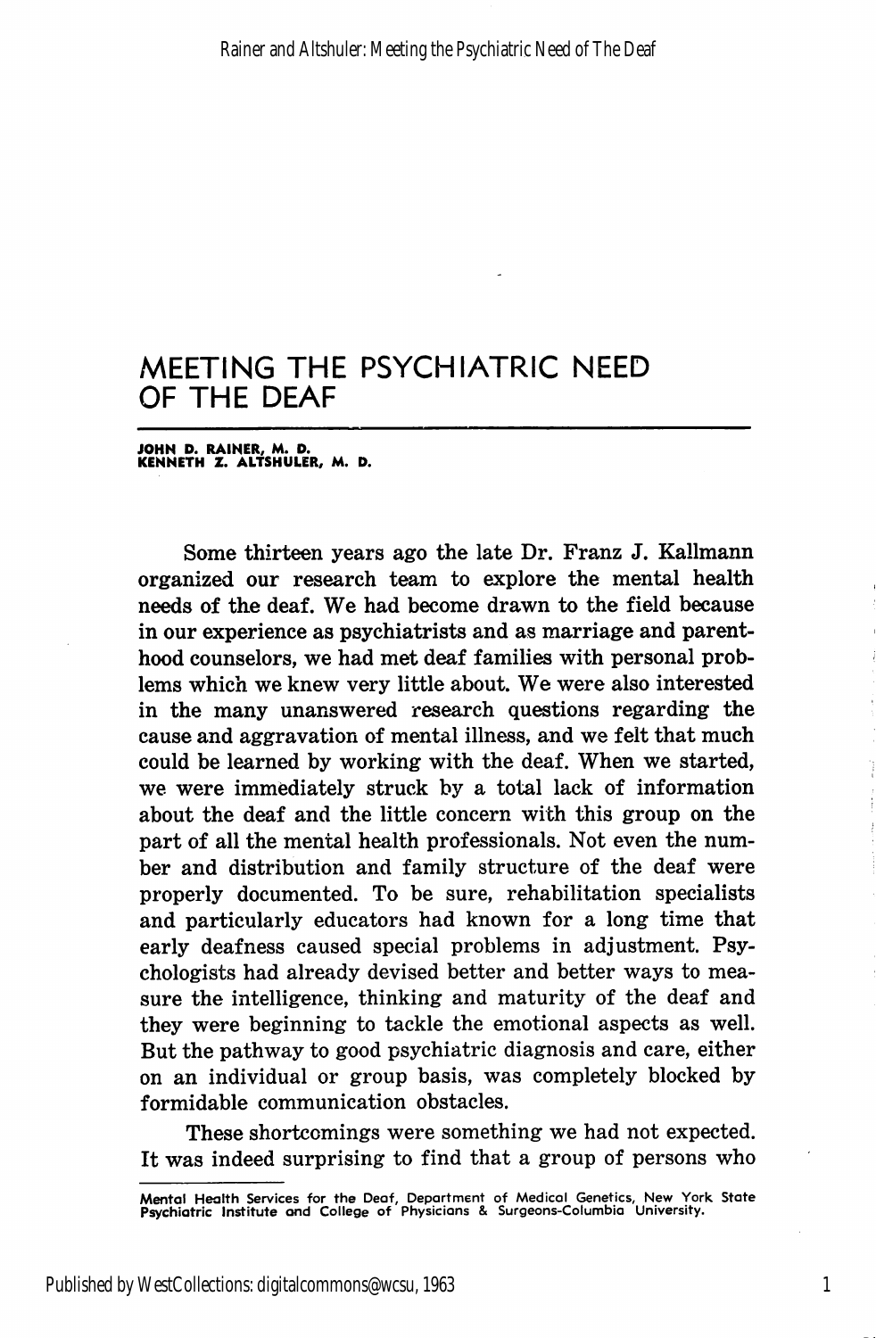# MEETING THE PSYCHIATRIC NEED OF THE DEAF

**JOHN D. RAINER, M. D.**
**KENNETH Z. ALTSHULER, M. D.**

Some thirteen years ago the late Dr. Franz J. Kallmann organized our research team to explore the mental health needs of the deaf. We had become drawn to the field because in our experience as psychiatrists and as marriage and parenthood counselors, we had met deaf families with personal problems which we knew very little about. We were also interested in the many unanswered research questions regarding the cause and aggravation of mental illness, and we felt that much could be learned by working with the deaf. When we started, we were immediately struck by a total lack of information about the deaf and the little concern with this group on the part of all the mental health professionals. Not even the number and distribution and family structure of the deaf were properly documented. To be sure, rehabilitation specialists and particularly educators had known for a long time that early deafness caused special problems in adjustment. Psychologists had already devised better and better ways to measure the intelligence, thinking and maturity of the deaf and they were beginning to tackle the emotional aspects as well. But the pathway to good psychiatric diagnosis and care, either on an individual or group basis, was completely blocked by formidable communication obstacles.

These shortcomings were something we had not expected. It was indeed surprising to find that a group of persons who

---

Mental Health Services for the Deaf, Department of Medical Genetics, New York State Psychiatric Institute and College of Physicians & Surgeons-Columbia University.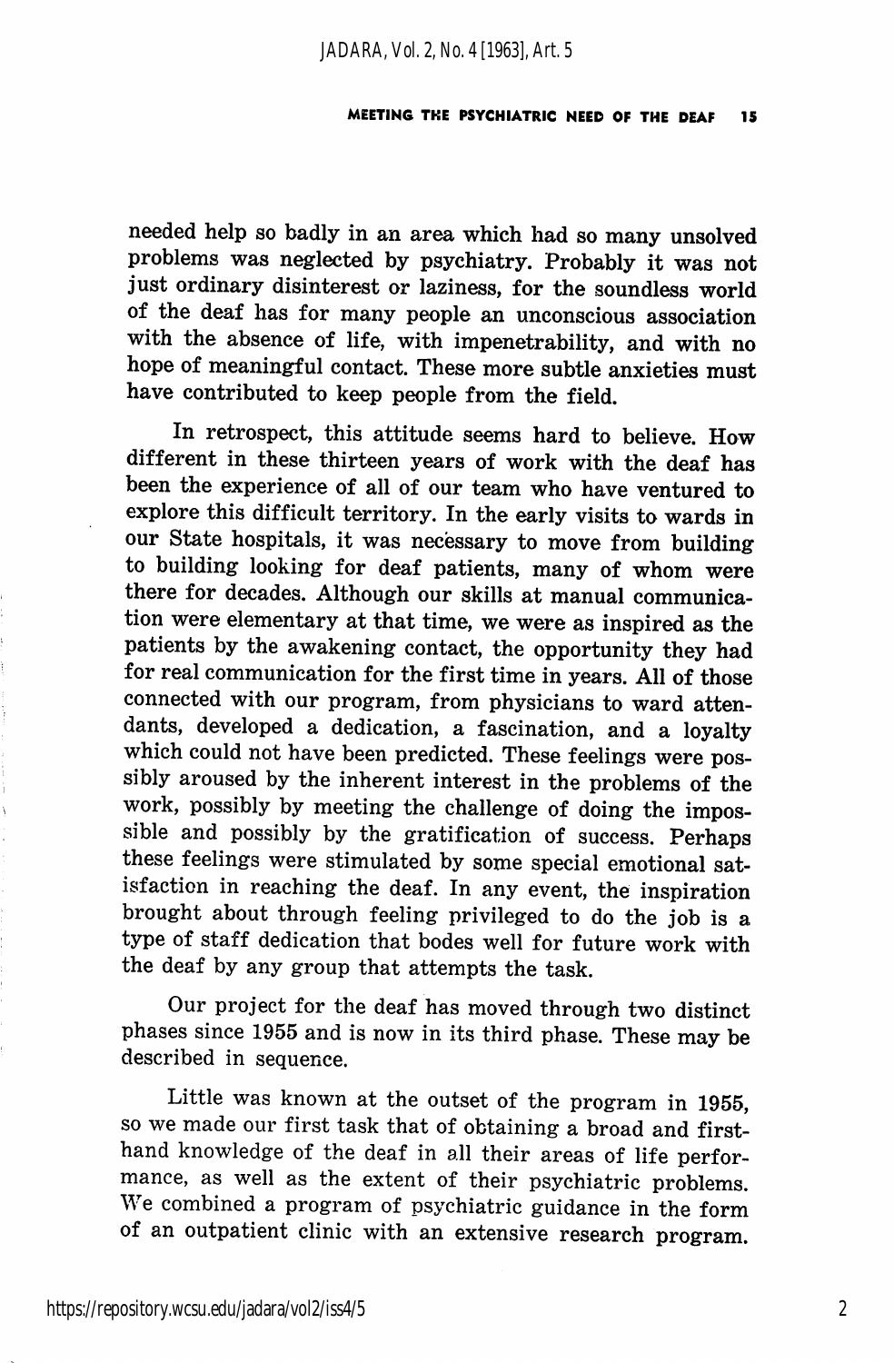needed help so badly in an area which had so many unsolved problems was neglected by psychiatry. Probably it was not just ordinary disinterest or laziness, for the soundless world of the deaf has for many people an unconscious association with the absence of life, with impenetrability, and with no hope of meaningful contact. These more subtle anxieties must have contributed to keep people from the field.

In retrospect, this attitude seems hard to believe. How different in these thirteen years of work with the deaf has been the experience of all of our team who have ventured to explore this difficult territory. In the early visits to wards in our State hospitals, it was necessary to move from building to building looking for deaf patients, many of whom were there for decades. Although our skills at manual communication were elementary at that time, we were as inspired as the patients by the awakening contact, the opportunity they had for real communication for the first time in years. All of those connected with our program, from physicians to ward attendants, developed a dedication, a fascination, and a loyalty which could not have been predicted. These feelings were possibly aroused by the inherent interest in the problems of the work, possibly by meeting the challenge of doing the impossible and possibly by the gratification of success. Perhaps these feelings were stimulated by some special emotional satisfaction in reaching the deaf. In any event, the inspiration brought about through feeling privileged to do the job is a type of staff dedication that bodes well for future work with the deaf by any group that attempts the task.

Our project for the deaf has moved through two distinct phases since 1955 and is now in its third phase. These may be described in sequence.

Little was known at the outset of the program in 1955, so we made our first task that of obtaining a broad and first-hand knowledge of the deaf in all their areas of life performance, as well as the extent of their psychiatric problems. We combined a program of psychiatric guidance in the form of an outpatient clinic with an extensive research program.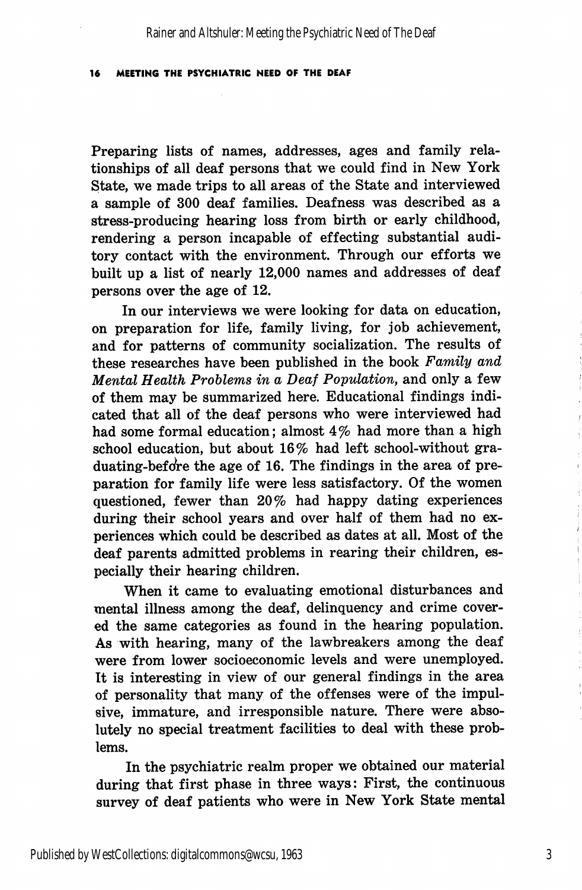Preparing lists of names, addresses, ages and family relationships of all deaf persons that we could find in New York State, we made trips to all areas of the State and interviewed a sample of 300 deaf families. Deafness was described as a stress-producing hearing loss from birth or early childhood, rendering a person incapable of effecting substantial auditory contact with the environment. Through our efforts we built up a list of nearly 12,000 names and addresses of deaf persons over the age of 12.

In our interviews we were looking for data on education, on preparation for life, family living, for job achievement, and for patterns of community socialization. The results of these researches have been published in the book *Family and Mental Health Problems in a Deaf Population,* and only a few of them may be summarized here. Educational findings indicated that all of the deaf persons who were interviewed had had some formal education; almost 4% had more than a high school education, but about 16% had left school-without graduating-before the age of 16. The findings in the area of preparation for family life were less satisfactory. Of the women questioned, fewer than 20% had happy dating experiences during their school years and over half of them had no experiences which could be described as dates at all. Most of the deaf parents admitted problems in rearing their children, especially their hearing children.

When it came to evaluating emotional disturbances and mental illness among the deaf, delinquency and crime covered the same categories as found in the hearing population. As with hearing, many of the lawbreakers among the deaf were from lower socioeconomic levels and were unemployed. It is interesting in view of our general findings in the area of personality that many of the offenses were of the impulsive, immature, and irresponsible nature. There were absolutely no special treatment facilities to deal with these problems.

In the psychiatric realm proper we obtained our material during that first phase in three ways: First, the continuous survey of deaf patients who were in New York State mental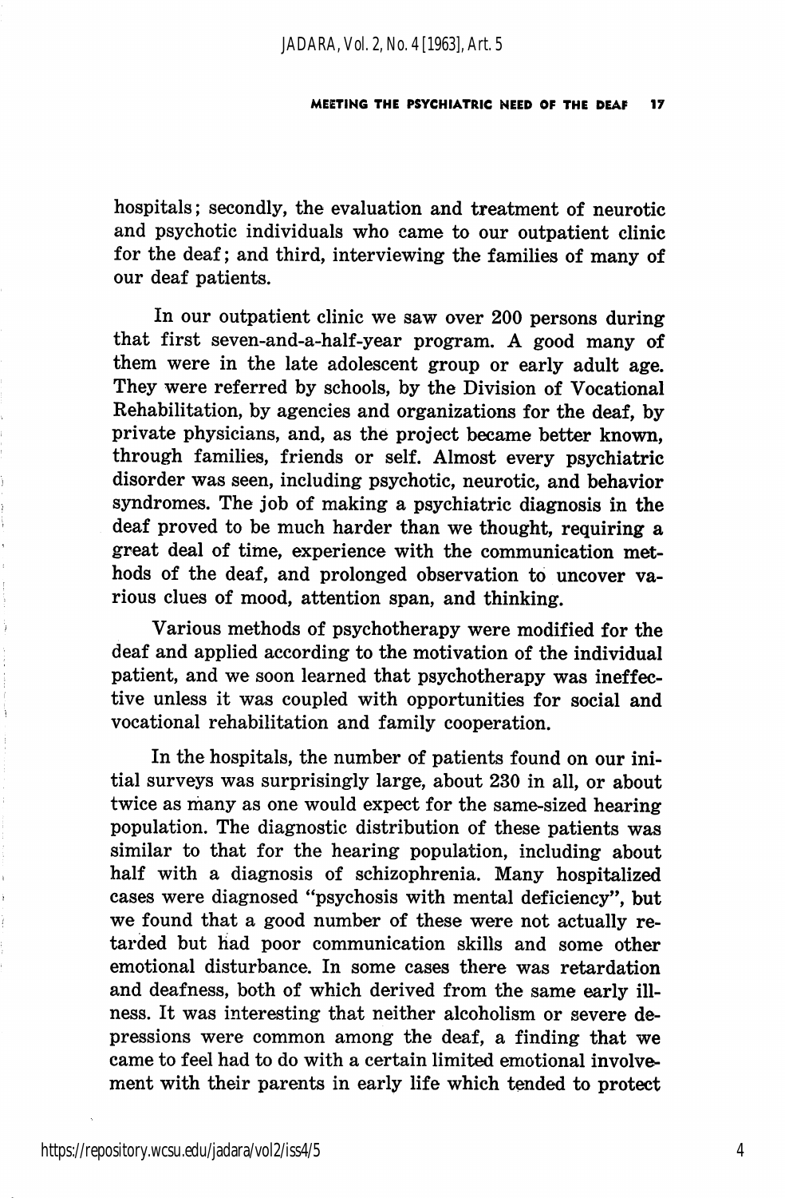hospitals; secondly, the evaluation and treatment of neurotic and psychotic individuals who came to our outpatient clinic for the deaf; and third, interviewing the families of many of our deaf patients.

In our outpatient clinic we saw over 200 persons during that first seven-and-a-half-year program. A good many of them were in the late adolescent group or early adult age. They were referred by schools, by the Division of Vocational Rehabilitation, by agencies and organizations for the deaf, by private physicians, and, as the project became better known, through families, friends or self. Almost every psychiatric disorder was seen, including psychotic, neurotic, and behavior syndromes. The job of making a psychiatric diagnosis in the deaf proved to be much harder than we thought, requiring a great deal of time, experience with the communication methods of the deaf, and prolonged observation to uncover various clues of mood, attention span, and thinking.

Various methods of psychotherapy were modified for the deaf and applied according to the motivation of the individual patient, and we soon learned that psychotherapy was ineffective unless it was coupled with opportunities for social and vocational rehabilitation and family cooperation.

In the hospitals, the number of patients found on our initial surveys was surprisingly large, about 230 in all, or about twice as many as one would expect for the same-sized hearing population. The diagnostic distribution of these patients was similar to that for the hearing population, including about half with a diagnosis of schizophrenia. Many hospitalized cases were diagnosed "psychosis with mental deficiency", but we found that a good number of these were not actually retarded but had poor communication skills and some other emotional disturbance. In some cases there was retardation and deafness, both of which derived from the same early illness. It was interesting that neither alcoholism or severe depressions were common among the deaf, a finding that we came to feel had to do with a certain limited emotional involvement with their parents in early life which tended to protect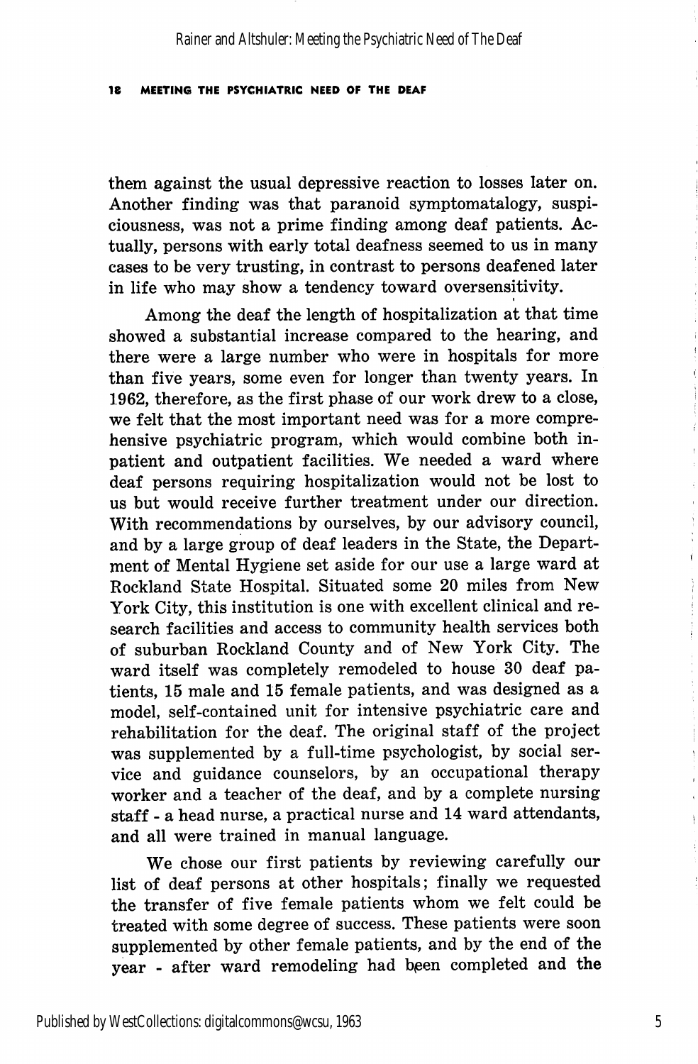them against the usual depressive reaction to losses later on. Another finding was that paranoid symptomatalogy, suspiciousness, was not a prime finding among deaf patients. Actually, persons with early total deafness seemed to us in many cases to be very trusting, in contrast to persons deafened later in life who may show a tendency toward oversensitivity.

Among the deaf the length of hospitalization at that time showed a substantial increase compared to the hearing, and there were a large number who were in hospitals for more than five years, some even for longer than twenty years. In 1962, therefore, as the first phase of our work drew to a close, we felt that the most important need was for a more comprehensive psychiatric program, which would combine both inpatient and outpatient facilities. We needed a ward where deaf persons requiring hospitalization would not be lost to us but would receive further treatment under our direction. With recommendations by ourselves, by our advisory council, and by a large group of deaf leaders in the State, the Department of Mental Hygiene set aside for our use a large ward at Rockland State Hospital. Situated some 20 miles from New York City, this institution is one with excellent clinical and research facilities and access to community health services both of suburban Rockland County and of New York City. The ward itself was completely remodeled to house 30 deaf patients, 15 male and 15 female patients, and was designed as a model, self-contained unit for intensive psychiatric care and rehabilitation for the deaf. The original staff of the project was supplemented by a full-time psychologist, by social service and guidance counselors, by an occupational therapy worker and a teacher of the deaf, and by a complete nursing staff - a head nurse, a practical nurse and 14 ward attendants, and all were trained in manual language.

We chose our first patients by reviewing carefully our list of deaf persons at other hospitals; finally we requested the transfer of five female patients whom we felt could be treated with some degree of success. These patients were soon supplemented by other female patients, and by the end of the year - after ward remodeling had been completed and the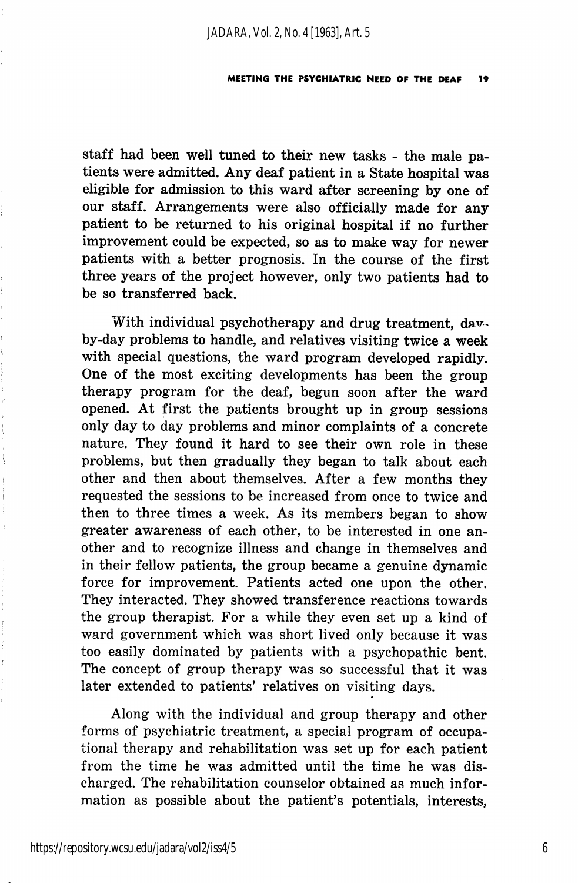staff had been well tuned to their new tasks - the male patients were admitted. Any deaf patient in a State hospital was eligible for admission to this ward after screening by one of our staff. Arrangements were also officially made for any patient to be returned to his original hospital if no further improvement could be expected, so as to make way for newer patients with a better prognosis. In the course of the first three years of the project however, only two patients had to be so transferred back.

With individual psychotherapy and drug treatment, day-by-day problems to handle, and relatives visiting twice a week with special questions, the ward program developed rapidly. One of the most exciting developments has been the group therapy program for the deaf, begun soon after the ward opened. At first the patients brought up in group sessions only day to day problems and minor complaints of a concrete nature. They found it hard to see their own role in these problems, but then gradually they began to talk about each other and then about themselves. After a few months they requested the sessions to be increased from once to twice and then to three times a week. As its members began to show greater awareness of each other, to be interested in one another and to recognize illness and change in themselves and in their fellow patients, the group became a genuine dynamic force for improvement. Patients acted one upon the other. They interacted. They showed transference reactions towards the group therapist. For a while they even set up a kind of ward government which was short lived only because it was too easily dominated by patients with a psychopathic bent. The concept of group therapy was so successful that it was later extended to patients' relatives on visiting days.

Along with the individual and group therapy and other forms of psychiatric treatment, a special program of occupational therapy and rehabilitation was set up for each patient from the time he was admitted until the time he was discharged. The rehabilitation counselor obtained as much information as possible about the patient's potentials, interests,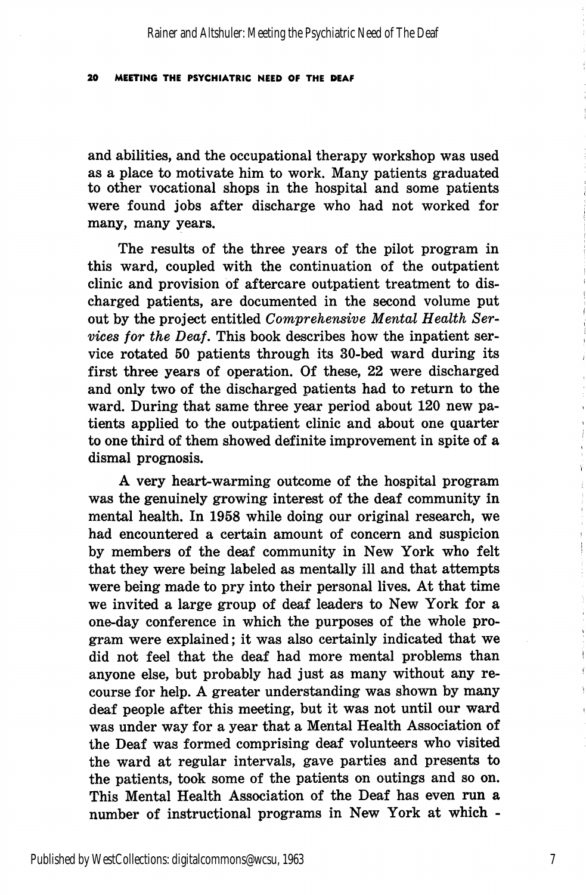and abilities, and the occupational therapy workshop was used as a place to motivate him to work. Many patients graduated to other vocational shops in the hospital and some patients were found jobs after discharge who had not worked for many, many years.

The results of the three years of the pilot program in this ward, coupled with the continuation of the outpatient clinic and provision of aftercare outpatient treatment to discharged patients, are documented in the second volume put out by the project entitled *Comprehensive Mental Health Services for the Deaf*. This book describes how the inpatient service rotated 50 patients through its 30-bed ward during its first three years of operation. Of these, 22 were discharged and only two of the discharged patients had to return to the ward. During that same three year period about 120 new patients applied to the outpatient clinic and about one quarter to one third of them showed definite improvement in spite of a dismal prognosis.

A very heart-warming outcome of the hospital program was the genuinely growing interest of the deaf community in mental health. In 1958 while doing our original research, we had encountered a certain amount of concern and suspicion by members of the deaf community in New York who felt that they were being labeled as mentally ill and that attempts were being made to pry into their personal lives. At that time we invited a large group of deaf leaders to New York for a one-day conference in which the purposes of the whole program were explained; it was also certainly indicated that we did not feel that the deaf had more mental problems than anyone else, but probably had just as many without any recourse for help. A greater understanding was shown by many deaf people after this meeting, but it was not until our ward was under way for a year that a Mental Health Association of the Deaf was formed comprising deaf volunteers who visited the ward at regular intervals, gave parties and presents to the patients, took some of the patients on outings and so on. This Mental Health Association of the Deaf has even run a number of instructional programs in New York at which -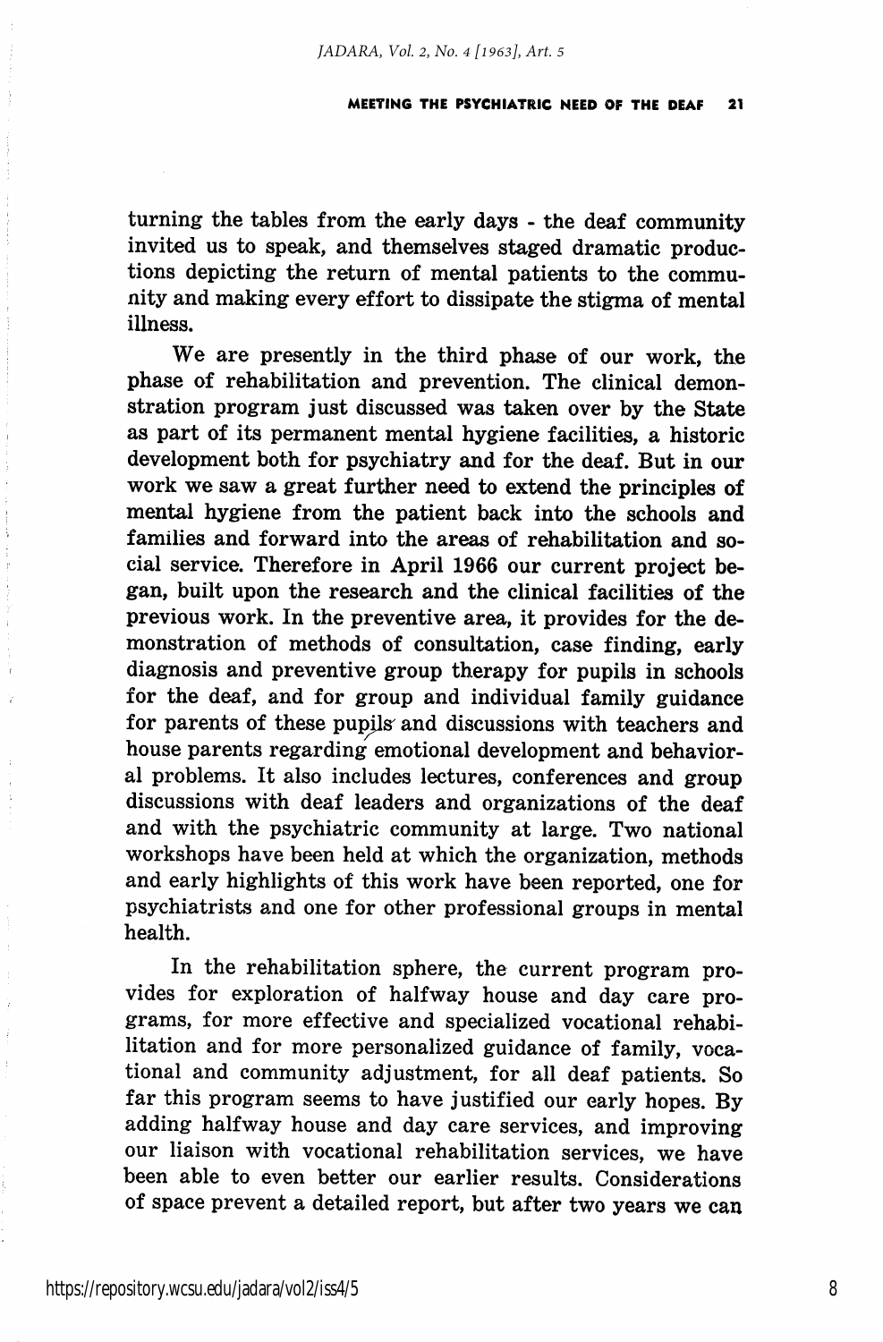turning the tables from the early days - the deaf community invited us to speak, and themselves staged dramatic productions depicting the return of mental patients to the community and making every effort to dissipate the stigma of mental illness.

We are presently in the third phase of our work, the phase of rehabilitation and prevention. The clinical demonstration program just discussed was taken over by the State as part of its permanent mental hygiene facilities, a historic development both for psychiatry and for the deaf. But in our work we saw a great further need to extend the principles of mental hygiene from the patient back into the schools and families and forward into the areas of rehabilitation and social service. Therefore in April 1966 our current project began, built upon the research and the clinical facilities of the previous work. In the preventive area, it provides for the demonstration of methods of consultation, case finding, early diagnosis and preventive group therapy for pupils in schools for the deaf, and for group and individual family guidance for parents of these pupils and discussions with teachers and house parents regarding emotional development and behavioral problems. It also includes lectures, conferences and group discussions with deaf leaders and organizations of the deaf and with the psychiatric community at large. Two national workshops have been held at which the organization, methods and early highlights of this work have been reported, one for psychiatrists and one for other professional groups in mental health.

In the rehabilitation sphere, the current program provides for exploration of halfway house and day care programs, for more effective and specialized vocational rehabilitation and for more personalized guidance of family, vocational and community adjustment, for all deaf patients. So far this program seems to have justified our early hopes. By adding halfway house and day care services, and improving our liaison with vocational rehabilitation services, we have been able to even better our earlier results. Considerations of space prevent a detailed report, but after two years we can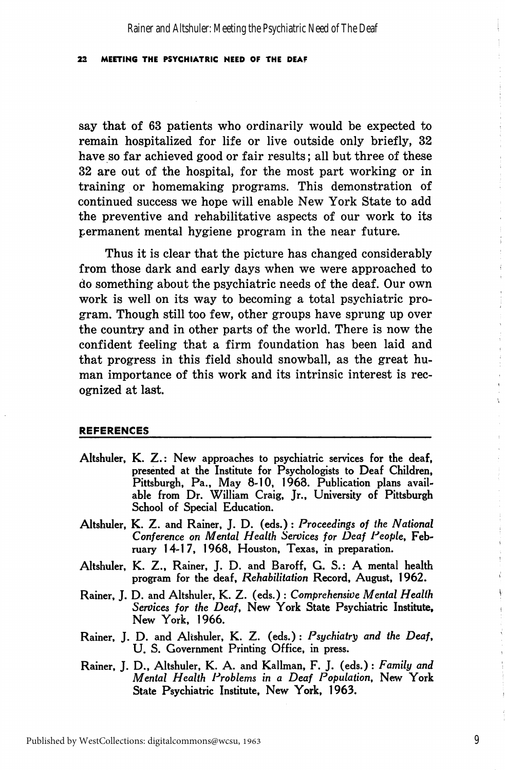say that of 63 patients who ordinarily would be expected to remain hospitalized for life or live outside only briefly, 32 have so far achieved good or fair results; all but three of these 32 are out of the hospital, for the most part working or in training or homemaking programs. This demonstration of continued success we hope will enable New York State to add the preventive and rehabilitative aspects of our work to its permanent mental hygiene program in the near future.

Thus it is clear that the picture has changed considerably from those dark and early days when we were approached to do something about the psychiatric needs of the deaf. Our own work is well on its way to becoming a total psychiatric program. Though still too few, other groups have sprung up over the country and in other parts of the world. There is now the confident feeling that a firm foundation has been laid and that progress in this field should snowball, as the great human importance of this work and its intrinsic interest is recognized at last.

## REFERENCES

Altshuler, K. Z.: New approaches to psychiatric services for the deaf, presented at the Institute for Psychologists to Deaf Children, Pittsburgh, Pa., May 8-10, 1968. Publication plans available from Dr. William Craig, Jr., University of Pittsburgh School of Special Education.

Altshuler, K. Z. and Rainer, J. D. (eds.): *Proceedings of the National Conference on Mental Health Services for Deaf People*, February 14-17, 1968, Houston, Texas, in preparation.

Altshuler, K. Z., Rainer, J. D. and Baroff, G. S.: A mental health program for the deaf, *Rehabilitation* Record, August, 1962.

Rainer, J. D. and Altshuler, K. Z. (eds.): *Comprehensive Mental Health Services for the Deaf*, New York State Psychiatric Institute, New York, 1966.

Rainer, J. D. and Altshuler, K. Z. (eds.): *Psychiatry and the Deaf*, U. S. Government Printing Office, in press.

Rainer, J. D., Altshuler, K. A. and Kallman, F. J. (eds.): *Family and Mental Health Problems in a Deaf Population*, New York State Psychiatric Institute, New York, 1963.